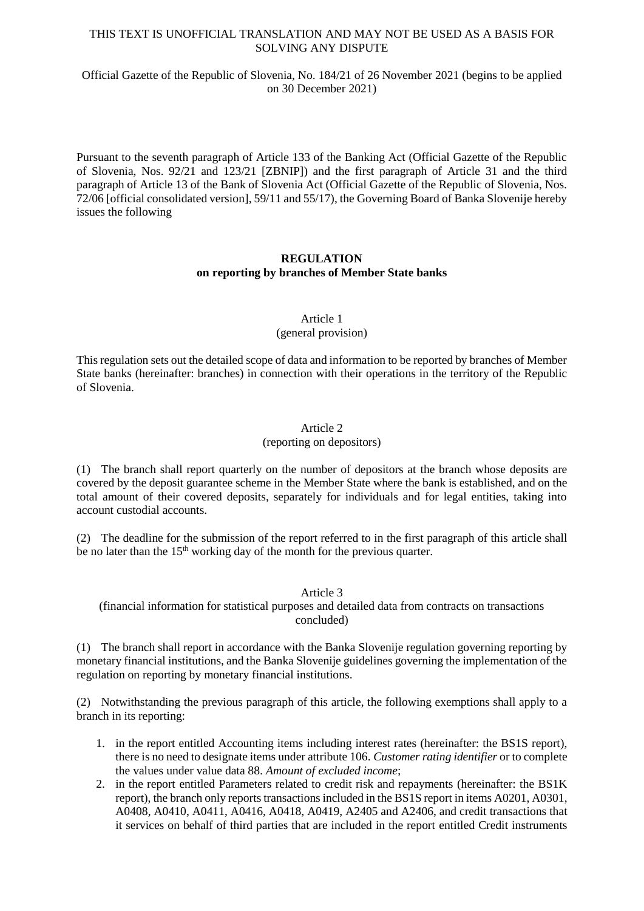THIS TEXT IS UNOFFICIAL TRANSLATION AND MAY NOT BE USED AS A BASIS FOR SOLVING ANY DISPUTE

Official Gazette of the Republic of Slovenia, No. 184/21 of 26 November 2021 (begins to be applied on 30 December 2021)

Pursuant to the seventh paragraph of Article 133 of the Banking Act (Official Gazette of the Republic of Slovenia, Nos. 92/21 and 123/21 [ZBNIP]) and the first paragraph of Article 31 and the third paragraph of Article 13 of the Bank of Slovenia Act (Official Gazette of the Republic of Slovenia, Nos. 72/06 [official consolidated version], 59/11 and 55/17), the Governing Board of Banka Slovenije hereby issues the following

# REGULATION
# on reporting by branches of Member State banks

## Article 1
## (general provision)

This regulation sets out the detailed scope of data and information to be reported by branches of Member State banks (hereinafter: branches) in connection with their operations in the territory of the Republic of Slovenia.

## Article 2
## (reporting on depositors)

(1) The branch shall report quarterly on the number of depositors at the branch whose deposits are covered by the deposit guarantee scheme in the Member State where the bank is established, and on the total amount of their covered deposits, separately for individuals and for legal entities, taking into account custodial accounts.

(2) The deadline for the submission of the report referred to in the first paragraph of this article shall be no later than the 15th working day of the month for the previous quarter.

## Article 3
## (financial information for statistical purposes and detailed data from contracts on transactions concluded)

(1) The branch shall report in accordance with the Banka Slovenije regulation governing reporting by monetary financial institutions, and the Banka Slovenije guidelines governing the implementation of the regulation on reporting by monetary financial institutions.

(2) Notwithstanding the previous paragraph of this article, the following exemptions shall apply to a branch in its reporting:

1. in the report entitled Accounting items including interest rates (hereinafter: the BS1S report), there is no need to designate items under attribute 106. *Customer rating identifier* or to complete the values under value data 88. *Amount of excluded income*;
2. in the report entitled Parameters related to credit risk and repayments (hereinafter: the BS1K report), the branch only reports transactions included in the BS1S report in items A0201, A0301, A0408, A0410, A0411, A0416, A0418, A0419, A2405 and A2406, and credit transactions that it services on behalf of third parties that are included in the report entitled Credit instruments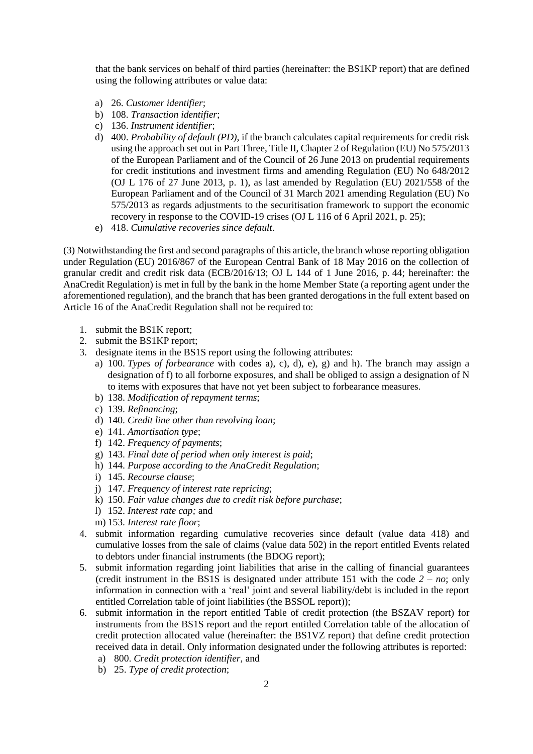that the bank services on behalf of third parties (hereinafter: the BS1KP report) that are defined using the following attributes or value data:

a) 26. *Customer identifier*;
b) 108. *Transaction identifier*;
c) 136. *Instrument identifier*;
d) 400. *Probability of default (PD)*, if the branch calculates capital requirements for credit risk using the approach set out in Part Three, Title II, Chapter 2 of Regulation (EU) No 575/2013 of the European Parliament and of the Council of 26 June 2013 on prudential requirements for credit institutions and investment firms and amending Regulation (EU) No 648/2012 (OJ L 176 of 27 June 2013, p. 1), as last amended by Regulation (EU) 2021/558 of the European Parliament and of the Council of 31 March 2021 amending Regulation (EU) No 575/2013 as regards adjustments to the securitisation framework to support the economic recovery in response to the COVID-19 crises (OJ L 116 of 6 April 2021, p. 25);
e) 418. *Cumulative recoveries since default*.

(3) Notwithstanding the first and second paragraphs of this article, the branch whose reporting obligation under Regulation (EU) 2016/867 of the European Central Bank of 18 May 2016 on the collection of granular credit and credit risk data (ECB/2016/13; OJ L 144 of 1 June 2016, p. 44; hereinafter: the AnaCredit Regulation) is met in full by the bank in the home Member State (a reporting agent under the aforementioned regulation), and the branch that has been granted derogations in the full extent based on Article 16 of the AnaCredit Regulation shall not be required to:

1. submit the BS1K report;
2. submit the BS1KP report;
3. designate items in the BS1S report using the following attributes:
   a) 100. *Types of forbearance* with codes a), c), d), e), g) and h). The branch may assign a designation of f) to all forborne exposures, and shall be obliged to assign a designation of N to items with exposures that have not yet been subject to forbearance measures.
   b) 138. *Modification of repayment terms*;
   c) 139. *Refinancing*;
   d) 140. *Credit line other than revolving loan*;
   e) 141. *Amortisation type*;
   f) 142. *Frequency of payments*;
   g) 143. *Final date of period when only interest is paid*;
   h) 144. *Purpose according to the AnaCredit Regulation*;
   i) 145. *Recourse clause*;
   j) 147. *Frequency of interest rate repricing*;
   k) 150. *Fair value changes due to credit risk before purchase*;
   l) 152. *Interest rate cap;* and
   m) 153. *Interest rate floor*;
4. submit information regarding cumulative recoveries since default (value data 418) and cumulative losses from the sale of claims (value data 502) in the report entitled Events related to debtors under financial instruments (the BDOG report);
5. submit information regarding joint liabilities that arise in the calling of financial guarantees (credit instrument in the BS1S is designated under attribute 151 with the code *2 – no*; only information in connection with a 'real' joint and several liability/debt is included in the report entitled Correlation table of joint liabilities (the BSSOL report));
6. submit information in the report entitled Table of credit protection (the BSZAV report) for instruments from the BS1S report and the report entitled Correlation table of the allocation of credit protection allocated value (hereinafter: the BS1VZ report) that define credit protection received data in detail. Only information designated under the following attributes is reported:
   a) 800. *Credit protection identifier*, and
   b) 25. *Type of credit protection*;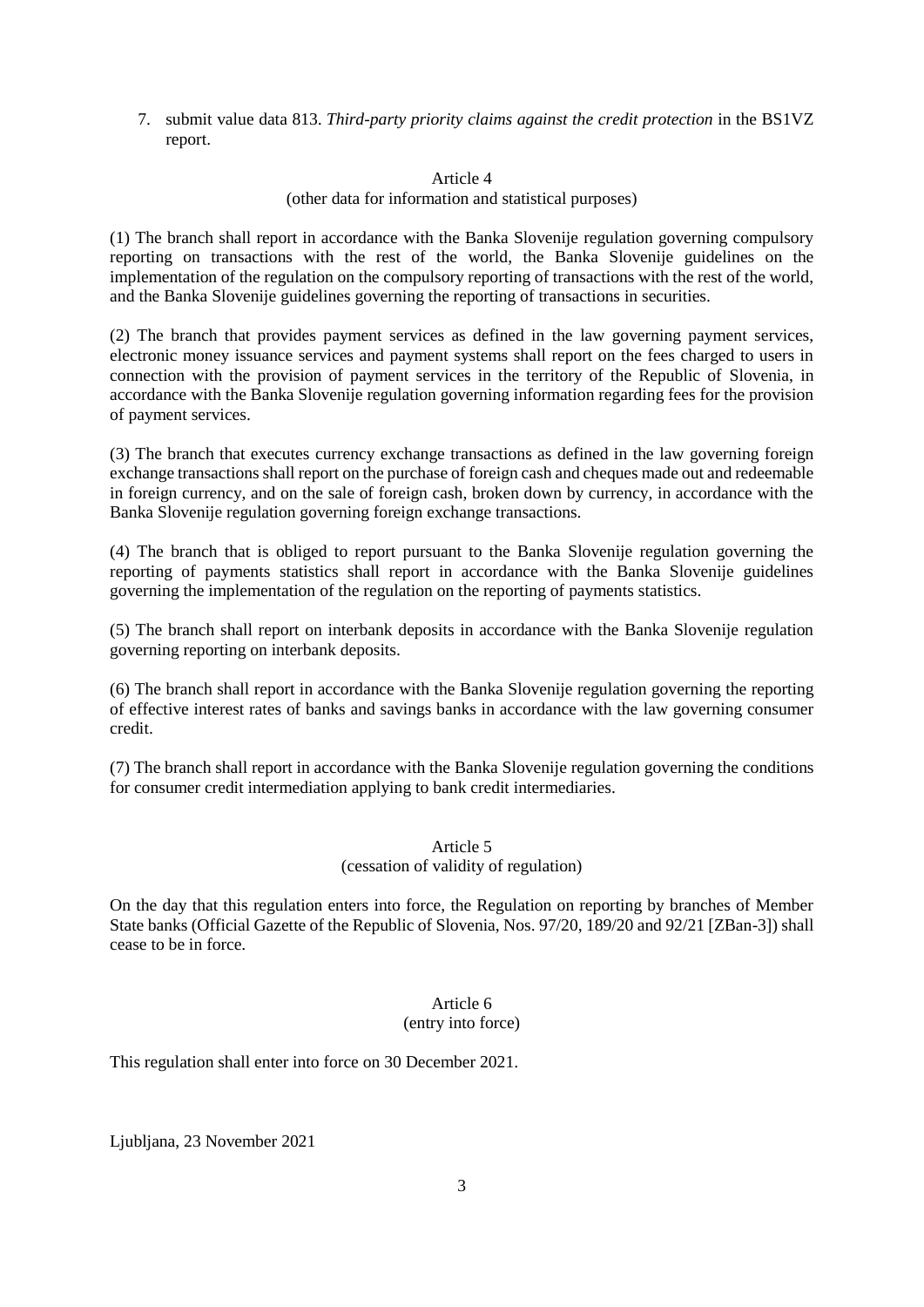7. submit value data 813. *Third-party priority claims against the credit protection* in the BS1VZ report.

Article 4
(other data for information and statistical purposes)

(1) The branch shall report in accordance with the Banka Slovenije regulation governing compulsory reporting on transactions with the rest of the world, the Banka Slovenije guidelines on the implementation of the regulation on the compulsory reporting of transactions with the rest of the world, and the Banka Slovenije guidelines governing the reporting of transactions in securities.

(2) The branch that provides payment services as defined in the law governing payment services, electronic money issuance services and payment systems shall report on the fees charged to users in connection with the provision of payment services in the territory of the Republic of Slovenia, in accordance with the Banka Slovenije regulation governing information regarding fees for the provision of payment services.

(3) The branch that executes currency exchange transactions as defined in the law governing foreign exchange transactions shall report on the purchase of foreign cash and cheques made out and redeemable in foreign currency, and on the sale of foreign cash, broken down by currency, in accordance with the Banka Slovenije regulation governing foreign exchange transactions.

(4) The branch that is obliged to report pursuant to the Banka Slovenije regulation governing the reporting of payments statistics shall report in accordance with the Banka Slovenije guidelines governing the implementation of the regulation on the reporting of payments statistics.

(5) The branch shall report on interbank deposits in accordance with the Banka Slovenije regulation governing reporting on interbank deposits.

(6) The branch shall report in accordance with the Banka Slovenije regulation governing the reporting of effective interest rates of banks and savings banks in accordance with the law governing consumer credit.

(7) The branch shall report in accordance with the Banka Slovenije regulation governing the conditions for consumer credit intermediation applying to bank credit intermediaries.

Article 5
(cessation of validity of regulation)

On the day that this regulation enters into force, the Regulation on reporting by branches of Member State banks (Official Gazette of the Republic of Slovenia, Nos. 97/20, 189/20 and 92/21 [ZBan-3]) shall cease to be in force.

Article 6
(entry into force)

This regulation shall enter into force on 30 December 2021.

Ljubljana, 23 November 2021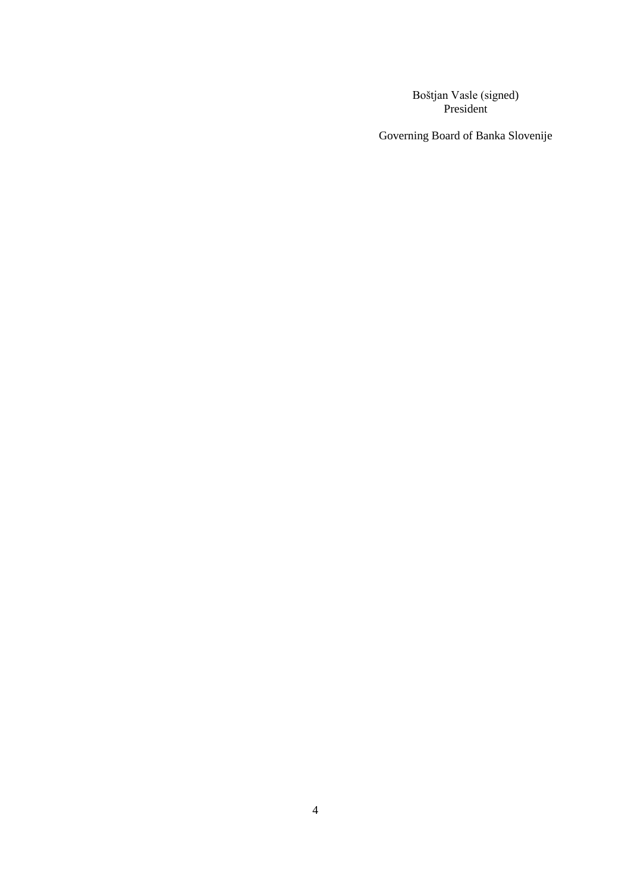Boštjan Vasle (signed)
President

Governing Board of Banka Slovenije